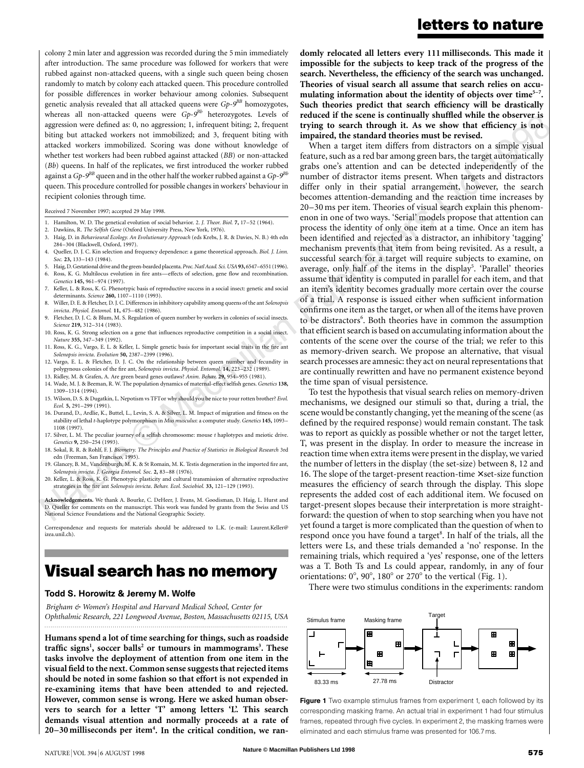colony 2 min later and aggression was recorded during the 5 min immediately after introduction. The same procedure was followed for workers that were rubbed against non-attacked queens, with a single such queen being chosen randomly to match by colony each attacked queen. This procedure controlled for possible differences in worker behaviour among colonies. Subsequent genetic analysis revealed that all attacked queens were $Gp\text{-}9^{BB}$ homozygotes, whereas all non-attacked queens were $Gp\text{-}9^{Bb}$ heterozygotes. Levels of aggression were defined as: 0, no aggression; 1, infrequent biting; 2, frequent biting but attacked workers not immobilized; and 3, frequent biting with attacked workers immobilized. Scoring was done without knowledge of whether test workers had been rubbed against attacked (*BB*) or non-attacked (*Bb*) queens. In half of the replicates, we first introduced the worker rubbed against a $Gp\text{-}9^{BB}$ queen and in the other half the worker rubbed against a $Gp\text{-}9^{Bb}$ queen. This procedure controlled for possible changes in workers' behaviour in recipient colonies through time.

Received 7 November 1997; accepted 29 May 1998.

1. Hamilton, W. D. The genetical evolution of social behavior. 2. *J. Theor. Biol.* **7,** 17–52 (1964).
2. Dawkins, R. *The Selfish Gene* (Oxford University Press, New York, 1976).
3. Haig, D. in *Behavioural Ecology. An Evolutionary Approach* (eds Krebs, J. R. & Davies, N. B.) 4th edn 284–304 (Blackwell, Oxford, 1997).
4. Queller, D. J. C. Kin selection and frequency dependence: a game theoretical approach. *Biol. J. Linn. Soc.* **23,** 133–143 (1984).
5. Haig, D. Gestational drive and the green-bearded placenta. *Proc. Natl Acad. Sci. USA* **93,** 6547–6551 (1996).
6. Ross, K. G. Multilocus evolution in fire ants—effects of selection, gene flow and recombination. *Genetics* **145,** 961–974 (1997).
7. Keller, L. & Ross, K. G. Phenotypic basis of reproductive success in a social insect: genetic and social determinants. *Science* **260,** 1107–1110 (1993).
8. Willer, D. E. & Fletcher, D. J. C. Differences in inhibitory capability among queens of the ant *Solenopsis invicta*. *Physiol. Entomol.* **11,** 475–482 (1986).
9. Fletcher, D. J. C. & Blum, M. S. Regulation of queen number by workers in colonies of social insects. *Science* **219,** 312–314 (1983).
10. Ross, K. G. Strong selection on a gene that influences reproductive competition in a social insect. *Nature* **355,** 347–349 (1992).
11. Ross, K. G., Vargo, E. L. & Keller, L. Simple genetic basis for important social traits in the fire ant *Solenopsis invicta*. *Evolution* **50,** 2387–2399 (1996).
12. Vargo, E. L. & Fletcher, D. J. C. On the relationship between queen number and fecundity in polygynous colonies of the fire ant, *Solenopsis invicta*. *Physiol. Entomol.* **14,** 223–232 (1989).
13. Ridley, M. & Grafen, A. Are green beard genes outlaws? *Anim. Behav.* **29,** 954–955 (1981).
14. Wade, M. J. & Beeman, R. W. The population dynamics of maternal-effect selfish genes. *Genetics* **138,** 1309–1314 (1994).
15. Wilson, D. S. & Dugatkin, L. Nepotism vs TFT or why should you be nice to your rotten brother? *Evol. Ecol.* **5,** 291–299 (1991).
16. Durand, D., Ardlie, K., Buttel, L., Levin, S. A. & Silver, L. M. Impact of migration and fitness on the stability of lethal *t*-haplotype polymorphism in *Mus musculus*: a computer study. *Genetics* **145,** 1093–1108 (1997).
17. Silver, L. M. The peculiar journey of a selfish chromosome: mouse *t* haplotypes and meiotic drive. *Genetics* **9,** 250–254 (1993).
18. Sokal, R. R. & Rohlf, F. J. *Biometry. The Principles and Practice of Statistics in Biological Research* 3rd edn (Freeman, San Francisco, 1995).
19. Glancey, B. M., Vandenburgh, M. K. & St Romain, M. K. Testis degeneration in the imported fire ant, *Solenopsis invicta*. *J. Georgia Entomol. Soc.* **2,** 83–88 (1976).
20. Keller, L. & Ross, K. G. Phenotypic plasticity and cultural transmission of alternative reproductive strategies in the fire ant *Solenopsis invicta*. *Behav. Ecol. Sociobiol.* **33,** 121–129 (1993).

**Acknowledgements.** We thank A. Bourke, C. DeHeer, J. Evans, M. Goodisman, D. Haig, L. Hurst and D. Queller for comments on the manuscript. This work was funded by grants from the Swiss and US National Science Foundations and the National Geographic Society.

Correspondence and requests for materials should be addressed to L.K. (e-mail: Laurent.Keller@izea.unil.ch).

# Visual search has no memory

**Todd S. Horowitz & Jeremy M. Wolfe**

*Brigham & Women's Hospital and Harvard Medical School, Center for Ophthalmic Research, 221 Longwood Avenue, Boston, Massachusetts 02115, USA*

**Humans spend a lot of time searching for things, such as roadside traffic signs[1], soccer balls[2] or tumours in mammograms[3]. These tasks involve the deployment of attention from one item in the visual field to the next. Common sense suggests that rejected items should be noted in some fashion so that effort is not expended in re-examining items that have been attended to and rejected. However, common sense is wrong. Here we asked human observers to search for a letter 'T' among letters 'L'. This search demands visual attention and normally proceeds at a rate of 20–30 milliseconds per item[4]. In the critical condition, we randomly relocated all letters every 111 milliseconds. This made it impossible for the subjects to keep track of the progress of the search. Nevertheless, the efficiency of the search was unchanged. Theories of visual search all assume that search relies on accumulating information about the identity of objects over time[5–7]. Such theories predict that search efficiency will be drastically reduced if the scene is continually shuffled while the observer is trying to search through it. As we show that efficiency is not impaired, the standard theories must be revised.**

When a target item differs from distractors on a simple visual feature, such as a red bar among green bars, the target automatically grabs one's attention and can be detected independently of the number of distractor items present. When targets and distractors differ only in their spatial arrangement, however, the search becomes attention-demanding and the reaction time increases by 20–30 ms per item. Theories of visual search explain this phenomenon in one of two ways. 'Serial' models propose that attention can process the identity of only one item at a time. Once an item has been identified and rejected as a distractor, an inhibitory 'tagging' mechanism prevents that item from being revisited. As a result, a successful search for a target will require subjects to examine, on average, only half of the items in the display[5]. 'Parallel' theories assume that identity is computed in parallel for each item, and that an item's identity becomes gradually more certain over the course of a trial. A response is issued either when sufficient information confirms one item as the target, or when all of the items have proven to be distractors[6]. Both theories have in common the assumption that efficient search is based on accumulating information about the contents of the scene over the course of the trial; we refer to this as memory-driven search. We propose an alternative, that visual search processes are amnesic: they act on neural representations that are continually rewritten and have no permanent existence beyond the time span of visual persistence.

To test the hypothesis that visual search relies on memory-driven mechanisms, we designed our stimuli so that, during a trial, the scene would be constantly changing, yet the meaning of the scene (as defined by the required response) would remain constant. The task was to report as quickly as possible whether or not the target letter, T, was present in the display. In order to measure the increase in reaction time when extra items were present in the display, we varied the number of letters in the display (the set-size) between 8, 12 and 16. The slope of the target-present reaction-time × set-size function measures the efficiency of search through the display. This slope represents the added cost of each additional item. We focused on target-present slopes because their interpretation is more straightforward: the question of when to stop searching when you have not yet found a target is more complicated than the question of when to respond once you have found a target[8]. In half of the trials, all the letters were Ls, and these trials demanded a 'no' response. In the remaining trials, which required a 'yes' response, one of the letters was a T. Both Ts and Ls could appear, randomly, in any of four orientations: 0°, 90°, 180° or 270° to the vertical (Fig. 1).

There were two stimulus conditions in the experiments: random

Stimulus frame
Masking frame
Target
83.33 ms
27.78 ms
Distractor

**Figure 1** Two example stimulus frames from experiment 1, each followed by its corresponding masking frame. An actual trial in experiment 1 had four stimulus frames, repeated through five cycles. In experiment 2, the masking frames were eliminated and each stimulus frame was presented for 106.7 ms.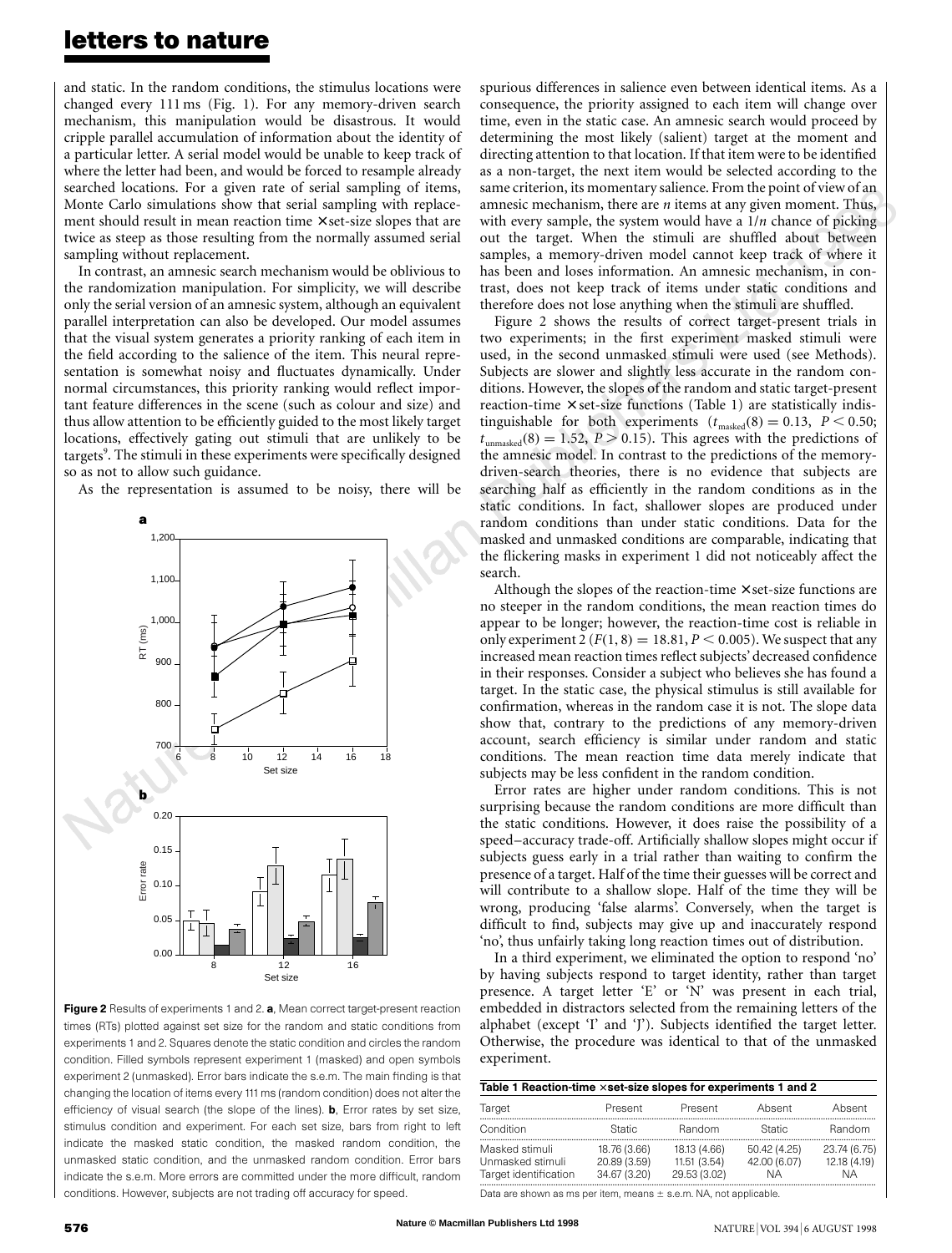and static. In the random conditions, the stimulus locations were changed every 111 ms (Fig. 1). For any memory-driven search mechanism, this manipulation would be disastrous. It would cripple parallel accumulation of information about the identity of a particular letter. A serial model would be unable to keep track of where the letter had been, and would be forced to resample already searched locations. For a given rate of serial sampling of items, Monte Carlo simulations show that serial sampling with replacement should result in mean reaction time × set-size slopes that are twice as steep as those resulting from the normally assumed serial sampling without replacement.

In contrast, an amnesic search mechanism would be oblivious to the randomization manipulation. For simplicity, we will describe only the serial version of an amnesic system, although an equivalent parallel interpretation can also be developed. Our model assumes that the visual system generates a priority ranking of each item in the field according to the salience of the item. This neural representation is somewhat noisy and fluctuates dynamically. Under normal circumstances, this priority ranking would reflect important feature differences in the scene (such as colour and size) and thus allow attention to be efficiently guided to the most likely target locations, effectively gating out stimuli that are unlikely to be targets[9]. The stimuli in these experiments were specifically designed so as not to allow such guidance.

As the representation is assumed to be noisy, there will be spurious differences in salience even between identical items. As a consequence, the priority assigned to each item will change over time, even in the static case. An amnesic search would proceed by determining the most likely (salient) target at the moment and directing attention to that location. If that item were to be identified as a non-target, the next item would be selected according to the same criterion, its momentary salience. From the point of view of an amnesic mechanism, there are $n$ items at any given moment. Thus, with every sample, the system would have a $1/n$ chance of picking out the target. When the stimuli are shuffled about between samples, a memory-driven model cannot keep track of where it has been and loses information. An amnesic mechanism, in contrast, does not keep track of items under static conditions and therefore does not lose anything when the stimuli are shuffled.

Figure 2 shows the results of correct target-present trials in two experiments; in the first experiment masked stimuli were used, in the second unmasked stimuli were used (see Methods). Subjects are slower and slightly less accurate in the random conditions. However, the slopes of the random and static target-present reaction-time × set-size functions (Table 1) are statistically indistinguishable for both experiments ($t_{\text{masked}}(8) = 0.13$, $P < 0.50$; $t_{\text{unmasked}}(8) = 1.52$, $P > 0.15$). This agrees with the predictions of the amnesic model. In contrast to the predictions of the memory-driven-search theories, there is no evidence that subjects are searching half as efficiently in the random conditions as in the static conditions. In fact, shallower slopes are produced under random conditions than under static conditions. Data for the masked and unmasked conditions are comparable, indicating that the flickering masks in experiment 1 did not noticeably affect the search.

Although the slopes of the reaction-time × set-size functions are no steeper in the random conditions, the mean reaction times do appear to be longer; however, the reaction-time cost is reliable in only experiment 2 ($F(1, 8) = 18.81$, $P < 0.005$). We suspect that any increased mean reaction times reflect subjects' decreased confidence in their responses. Consider a subject who believes she has found a target. In the static case, the physical stimulus is still available for confirmation, whereas in the random case it is not. The slope data show that, contrary to the predictions of any memory-driven account, search efficiency is similar under random and static conditions. The mean reaction time data merely indicate that subjects may be less confident in the random condition.

Error rates are higher under random conditions. This is not surprising because the random conditions are more difficult than the static conditions. However, it does raise the possibility of a speed–accuracy trade-off. Artificially shallow slopes might occur if subjects guess early in a trial rather than waiting to confirm the presence of a target. Half of the time their guesses will be correct and will contribute to a shallow slope. Half of the time they will be wrong, producing 'false alarms'. Conversely, when the target is difficult to find, subjects may give up and inaccurately respond 'no', thus unfairly taking long reaction times out of distribution.

In a third experiment, we eliminated the option to respond 'no' by having subjects respond to target identity, rather than target presence. A target letter 'E' or 'N' was present in each trial, embedded in distractors selected from the remaining letters of the alphabet (except 'I' and 'J'). Subjects identified the target letter. Otherwise, the procedure was identical to that of the unmasked experiment.

**Figure 2** Results of experiments 1 and 2. **a**, Mean correct target-present reaction times (RTs) plotted against set size for the random and static conditions from experiments 1 and 2. Squares denote the static condition and circles the random condition. Filled symbols represent experiment 1 (masked) and open symbols experiment 2 (unmasked). Error bars indicate the s.e.m. The main finding is that changing the location of items every 111 ms (random condition) does not alter the efficiency of visual search (the slope of the lines). **b**, Error rates by set size, stimulus condition and experiment. For each set size, bars from right to left indicate the masked static condition, the masked random condition, the unmasked static condition, and the unmasked random condition. Error bars indicate the s.e.m. More errors are committed under the more difficult, random conditions. However, subjects are not trading off accuracy for speed.

**Table 1 Reaction-time × set-size slopes for experiments 1 and 2**

| Target | Present | Present | Absent | Absent |
|---|---|---|---|---|
| Condition | Static | Random | Static | Random |
| Masked stimuli | 18.76 (3.66) | 18.13 (4.66) | 50.42 (4.25) | 23.74 (6.75) |
| Unmasked stimuli | 20.89 (3.59) | 11.51 (3.54) | 42.00 (6.07) | 12.18 (4.19) |
| Target identification | 34.67 (3.20) | 29.53 (3.02) | NA | NA |

Data are shown as ms per item, means ± s.e.m. NA, not applicable.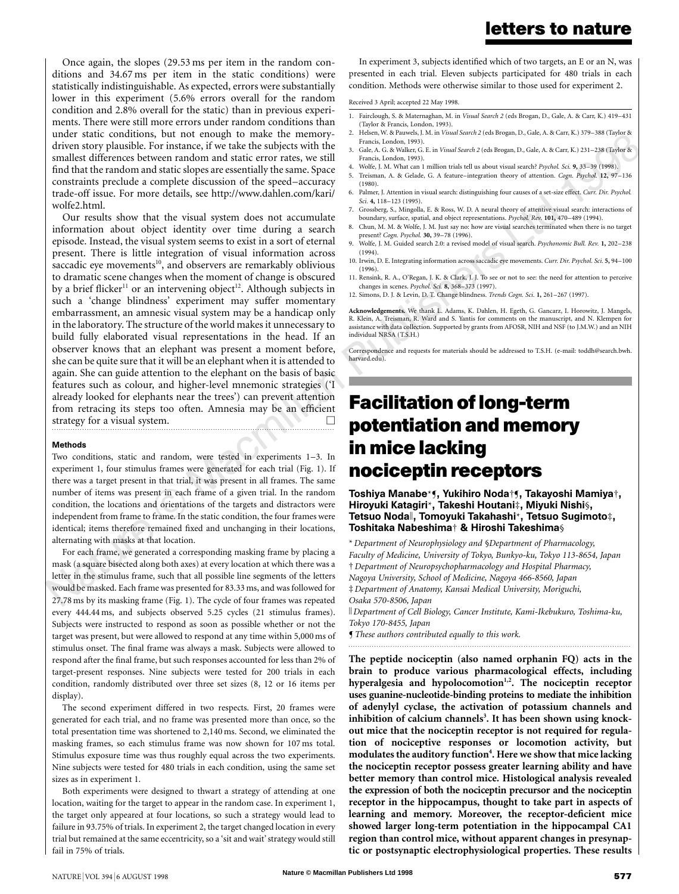Once again, the slopes (29.53 ms per item in the random conditions and 34.67 ms per item in the static conditions) were statistically indistinguishable. As expected, errors were substantially lower in this experiment (5.6% errors overall for the random condition and 2.8% overall for the static) than in previous experiments. There were still more errors under random conditions than under static conditions, but not enough to make the memory-driven story plausible. For instance, if we take the subjects with the smallest differences between random and static error rates, we still find that the random and static slopes are essentially the same. Space constraints preclude a complete discussion of the speed–accuracy trade-off issue. For more details, see http://www.dahlen.com/kari/wolfe2.html.

Our results show that the visual system does not accumulate information about object identity over time during a search episode. Instead, the visual system seems to exist in a sort of eternal present. There is little integration of visual information across saccadic eye movements[10], and observers are remarkably oblivious to dramatic scene changes when the moment of change is obscured by a brief flicker[11] or an intervening object[12]. Although subjects in such a 'change blindness' experiment may suffer momentary embarrassment, an amnesic visual system may be a handicap only in the laboratory. The structure of the world makes it unnecessary to build fully elaborated visual representations in the head. If an observer knows that an elephant was present a moment before, she can be quite sure that it will be an elephant when it is attended to again. She can guide attention to the elephant on the basis of basic features such as colour, and higher-level mnemonic strategies ('I already looked for elephants near the trees') can prevent attention from retracing its steps too often. Amnesia may be an efficient strategy for a visual system. □

### Methods

Two conditions, static and random, were tested in experiments 1–3. In experiment 1, four stimulus frames were generated for each trial (Fig. 1). If there was a target present in that trial, it was present in all frames. The same number of items was present in each frame of a given trial. In the random condition, the locations and orientations of the targets and distractors were independent from frame to frame. In the static condition, the four frames were identical; items therefore remained fixed and unchanging in their locations, alternating with masks at that location.

For each frame, we generated a corresponding masking frame by placing a mask (a square bisected along both axes) at every location at which there was a letter in the stimulus frame, such that all possible line segments of the letters would be masked. Each frame was presented for 83.33 ms, and was followed for 27.78 ms by its masking frame (Fig. 1). The cycle of four frames was repeated every 444.44 ms, and subjects observed 5.25 cycles (21 stimulus frames). Subjects were instructed to respond as soon as possible whether or not the target was present, but were allowed to respond at any time within 5,000 ms of stimulus onset. The final frame was always a mask. Subjects were allowed to respond after the final frame, but such responses accounted for less than 2% of target-present responses. Nine subjects were tested for 200 trials in each condition, randomly distributed over three set sizes (8, 12 or 16 items per display).

The second experiment differed in two respects. First, 20 frames were generated for each trial, and no frame was presented more than once, so the total presentation time was shortened to 2,140 ms. Second, we eliminated the masking frames, so each stimulus frame was now shown for 107 ms total. Stimulus exposure time was thus roughly equal across the two experiments. Nine subjects were tested for 480 trials in each condition, using the same set sizes as in experiment 1.

Both experiments were designed to thwart a strategy of attending at one location, waiting for the target to appear in the random case. In experiment 1, the target only appeared at four locations, so such a strategy would lead to failure in 93.75% of trials. In experiment 2, the target changed location in every trial but remained at the same eccentricity, so a 'sit and wait' strategy would still fail in 75% of trials.

In experiment 3, subjects identified which of two targets, an E or an N, was presented in each trial. Eleven subjects participated for 480 trials in each condition. Methods were otherwise similar to those used for experiment 2.

Received 3 April; accepted 22 May 1998.

1. Fairclough, S. & Maternaghan, M. in *Visual Search 2* (eds Brogan, D., Gale, A. & Carr, K.) 419–431 (Taylor & Francis, London, 1993).
2. Helsen, W. & Pauwels, J. M. in *Visual Search 2* (eds Brogan, D., Gale, A. & Carr, K.) 379–388 (Taylor & Francis, London, 1993).
3. Gale, A. G. & Walker, G. E. in *Visual Search 2* (eds Brogan, D., Gale, A. & Carr, K.) 231–238 (Taylor & Francis, London, 1993).
4. Wolfe, J. M. What can 1 million trials tell us about visual search? *Psychol. Sci.* **9,** 33–39 (1998).
5. Treisman, A. & Gelade, G. A feature–integration theory of attention. *Cogn. Psychol.* **12,** 97–136 (1980).
6. Palmer, J. Attention in visual search: distinguishing four causes of a set-size effect. *Curr. Dir. Psychol. Sci.* **4,** 118–123 (1995).
7. Grossberg, S., Mingolla, E. & Ross, W. D. A neural theory of attentive visual search: interactions of boundary, surface, spatial, and object representations. *Psychol. Rev.* **101,** 470–489 (1994).
8. Chun, M. M. & Wolfe, J. M. Just say no: how are visual searches terminated when there is no target present? *Cogn. Psychol.* **30,** 39–78 (1996).
9. Wolfe, J. M. Guided search 2.0: a revised model of visual search. *Psychonomic Bull. Rev.* **1,** 202–238 (1994).
10. Irwin, D. E. Integrating information across saccadic eye movements. *Curr. Dir. Psychol. Sci.* **5,** 94–100 (1996).
11. Rensink, R. A., O'Regan, J. K. & Clark, J. J. To see or not to see: the need for attention to perceive changes in scenes. *Psychol. Sci.* **8,** 368–373 (1997).
12. Simons, D. J. & Levin, D. T. Change blindness. *Trends Cogn. Sci.* **1,** 261–267 (1997).

**Acknowledgements.** We thank L. Adams, K. Dahlen, H. Egeth, G. Gancarz, I. Horowitz, J. Mangels, R. Klein, A. Treisman, R. Ward and S. Yantis for comments on the manuscript, and N. Klempen for assistance with data collection. Supported by grants from AFOSR, NIH and NSF (to J.M.W.) and an NIH individual NRSA (T.S.H.)

Correspondence and requests for materials should be addressed to T.S.H. (e-mail: toddh@search.bwh.harvard.edu).

# Facilitation of long-term potentiation and memory in mice lacking nociceptin receptors

**Toshiya Manabe\*¶, Yukihiro Noda†¶, Takayoshi Mamiya†, Hiroyuki Katagiri\*, Takeshi Houtani‡, Miyuki Nishi§, Tetsuo Noda‖, Tomoyuki Takahashi\*, Tetsuo Sugimoto‡, Toshitaka Nabeshima† & Hiroshi Takeshima§**

*\* Department of Neurophysiology and §Department of Pharmacology, Faculty of Medicine, University of Tokyo, Bunkyo-ku, Tokyo 113-8654, Japan*
*† Department of Neuropsychopharmacology and Hospital Pharmacy, Nagoya University, School of Medicine, Nagoya 466-8560, Japan*
*‡ Department of Anatomy, Kansai Medical University, Moriguchi, Osaka 570-8506, Japan*
*‖ Department of Cell Biology, Cancer Institute, Kami-Ikebukuro, Toshima-ku, Tokyo 170-8455, Japan*
*¶ These authors contributed equally to this work.*

**The peptide nociceptin (also named orphanin FQ) acts in the brain to produce various pharmacological effects, including hyperalgesia and hypolocomotion[1,2]. The nociceptin receptor uses guanine-nucleotide-binding proteins to mediate the inhibition of adenylyl cyclase, the activation of potassium channels and inhibition of calcium channels[3]. It has been shown using knock-out mice that the nociceptin receptor is not required for regulation of nociceptive responses or locomotion activity, but modulates the auditory function[4]. Here we show that mice lacking the nociceptin receptor possess greater learning ability and have better memory than control mice. Histological analysis revealed the expression of both the nociceptin precursor and the nociceptin receptor in the hippocampus, thought to take part in aspects of learning and memory. Moreover, the receptor-deficient mice showed larger long-term potentiation in the hippocampal CA1 region than control mice, without apparent changes in presynaptic or postsynaptic electrophysiological properties. These results**